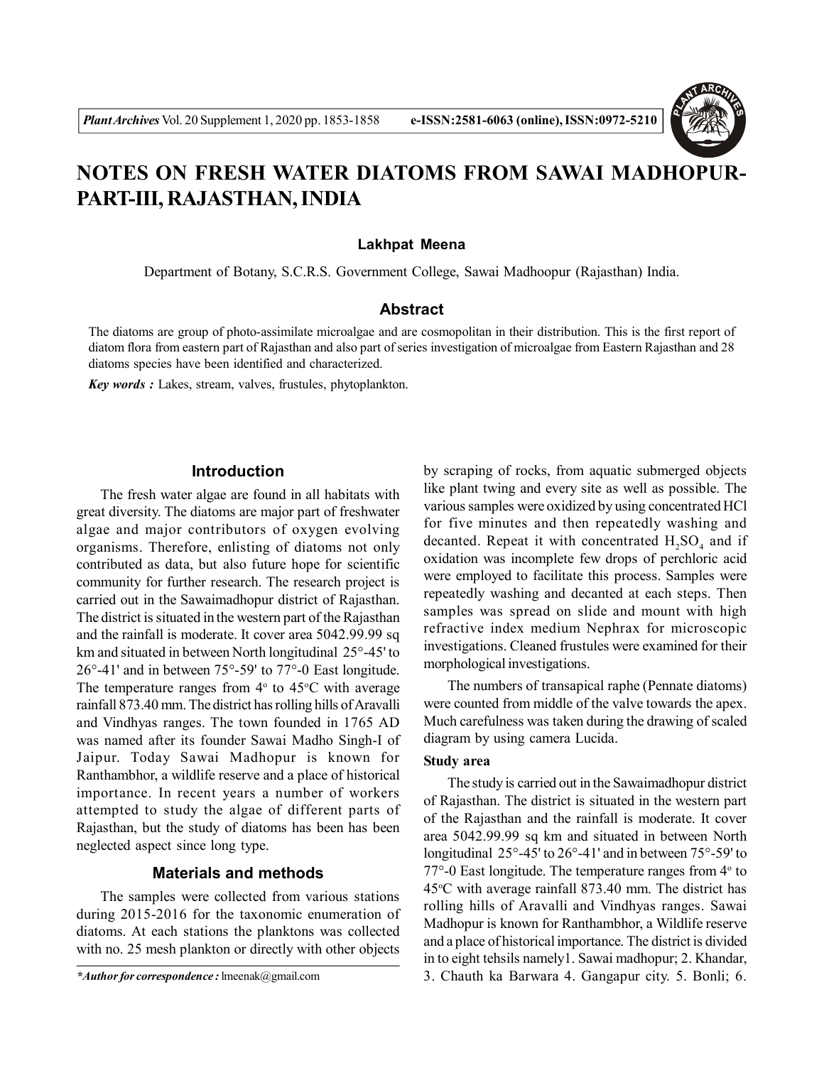# NOTES ON FRESH WATER DIATOMS FROM SAWAI MADHOPUR-PART-III, RAJASTHAN, INDIA

**Lakhpat Meena**

Department of Botany, S.C.R.S. Government College, Sawai Madhoopur (Rajasthan) India.

## Abstract

The diatoms are group of photo-assimilate microalgae and are cosmopolitan in their distribution. This is the first report of diatom flora from eastern part of Rajasthan and also part of series investigation of microalgae from Eastern Rajasthan and 28 diatoms species have been identified and characterized.

***Key words :*** Lakes, stream, valves, frustules, phytoplankton.

## Introduction

The fresh water algae are found in all habitats with great diversity. The diatoms are major part of freshwater algae and major contributors of oxygen evolving organisms. Therefore, enlisting of diatoms not only contributed as data, but also future hope for scientific community for further research. The research project is carried out in the Sawaimadhopur district of Rajasthan. The district is situated in the western part of the Rajasthan and the rainfall is moderate. It cover area 5042.99.99 sq km and situated in between North longitudinal 25°-45' to 26°-41' and in between 75°-59' to 77°-0 East longitude. The temperature ranges from 4° to 45°C with average rainfall 873.40 mm. The district has rolling hills of Aravalli and Vindhyas ranges. The town founded in 1765 AD was named after its founder Sawai Madho Singh-I of Jaipur. Today Sawai Madhopur is known for Ranthambhor, a wildlife reserve and a place of historical importance. In recent years a number of workers attempted to study the algae of different parts of Rajasthan, but the study of diatoms has been has been neglected aspect since long type.

## Materials and methods

The samples were collected from various stations during 2015-2016 for the taxonomic enumeration of diatoms. At each stations the planktons was collected with no. 25 mesh plankton or directly with other objects by scraping of rocks, from aquatic submerged objects like plant twing and every site as well as possible. The various samples were oxidized by using concentrated HCl for five minutes and then repeatedly washing and decanted. Repeat it with concentrated $H_2SO_4$ and if oxidation was incomplete few drops of perchloric acid were employed to facilitate this process. Samples were repeatedly washing and decanted at each steps. Then samples was spread on slide and mount with high refractive index medium Nephrax for microscopic investigations. Cleaned frustules were examined for their morphological investigations.

The numbers of transapical raphe (Pennate diatoms) were counted from middle of the valve towards the apex. Much carefulness was taken during the drawing of scaled diagram by using camera Lucida.

### Study area

The study is carried out in the Sawaimadhopur district of Rajasthan. The district is situated in the western part of the Rajasthan and the rainfall is moderate. It cover area 5042.99.99 sq km and situated in between North longitudinal 25°-45' to 26°-41' and in between 75°-59' to 77°-0 East longitude. The temperature ranges from 4° to 45°C with average rainfall 873.40 mm. The district has rolling hills of Aravalli and Vindhyas ranges. Sawai Madhopur is known for Ranthambhor, a Wildlife reserve and a place of historical importance. The district is divided in to eight tehsils namely1. Sawai madhopur; 2. Khandar, 3. Chauth ka Barwara 4. Gangapur city. 5. Bonli; 6.

***Author for correspondence :** lmeenak@gmail.com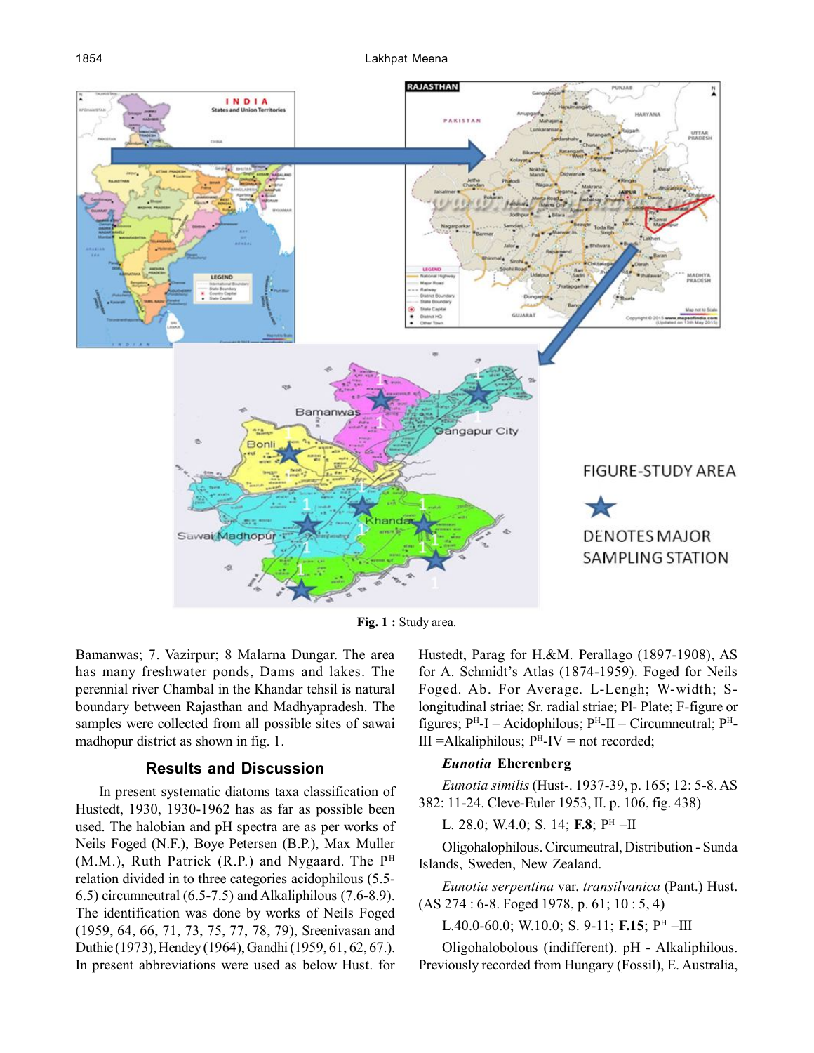Fig. 1 : Study area.

Bamanwas; 7. Vazirpur; 8 Malarna Dungar. The area has many freshwater ponds, Dams and lakes. The perennial river Chambal in the Khandar tehsil is natural boundary between Rajasthan and Madhyapradesh. The samples were collected from all possible sites of sawai madhopur district as shown in fig. 1.

## Results and Discussion

In present systematic diatoms taxa classification of Hustedt, 1930, 1930-1962 has as far as possible been used. The halobian and pH spectra are as per works of Neils Foged (N.F.), Boye Petersen (B.P.), Max Muller (M.M.), Ruth Patrick (R.P.) and Nygaard. The $P^H$ relation divided in to three categories acidophilous (5.5-6.5) circumneutral (6.5-7.5) and Alkaliphilous (7.6-8.9). The identification was done by works of Neils Foged (1959, 64, 66, 71, 73, 75, 77, 78, 79), Sreenivasan and Duthie (1973), Hendey (1964), Gandhi (1959, 61, 62, 67.). In present abbreviations were used as below Hust. for Hustedt, Parag for H.&M. Perallago (1897-1908), AS for A. Schmidt's Atlas (1874-1959). Foged for Neils Foged. Ab. For Average. L-Lengh; W-width; S-longitudinal striae; Sr. radial striae; Pl- Plate; F-figure or figures; $P^H$-I = Acidophilous; $P^H$-II = Circumneutral; $P^H$-III =Alkaliphilous; $P^H$-IV = not recorded;

***Eunotia*** **Eherenberg**

*Eunotia similis* (Hust-. 1937-39, p. 165; 12: 5-8. AS 382: 11-24. Cleve-Euler 1953, II. p. 106, fig. 438)

L. 28.0; W.4.0; S. 14; **F.8**; $P^H$ –II

Oligohalophilous. Circumeutral, Distribution - Sunda Islands, Sweden, New Zealand.

*Eunotia serpentina* var. *transilvanica* (Pant.) Hust. (AS 274 : 6-8. Foged 1978, p. 61; 10 : 5, 4)

L.40.0-60.0; W.10.0; S. 9-11; **F.15**; $P^H$ –III

Oligohalobolous (indifferent). pH - Alkaliphilous. Previously recorded from Hungary (Fossil), E. Australia,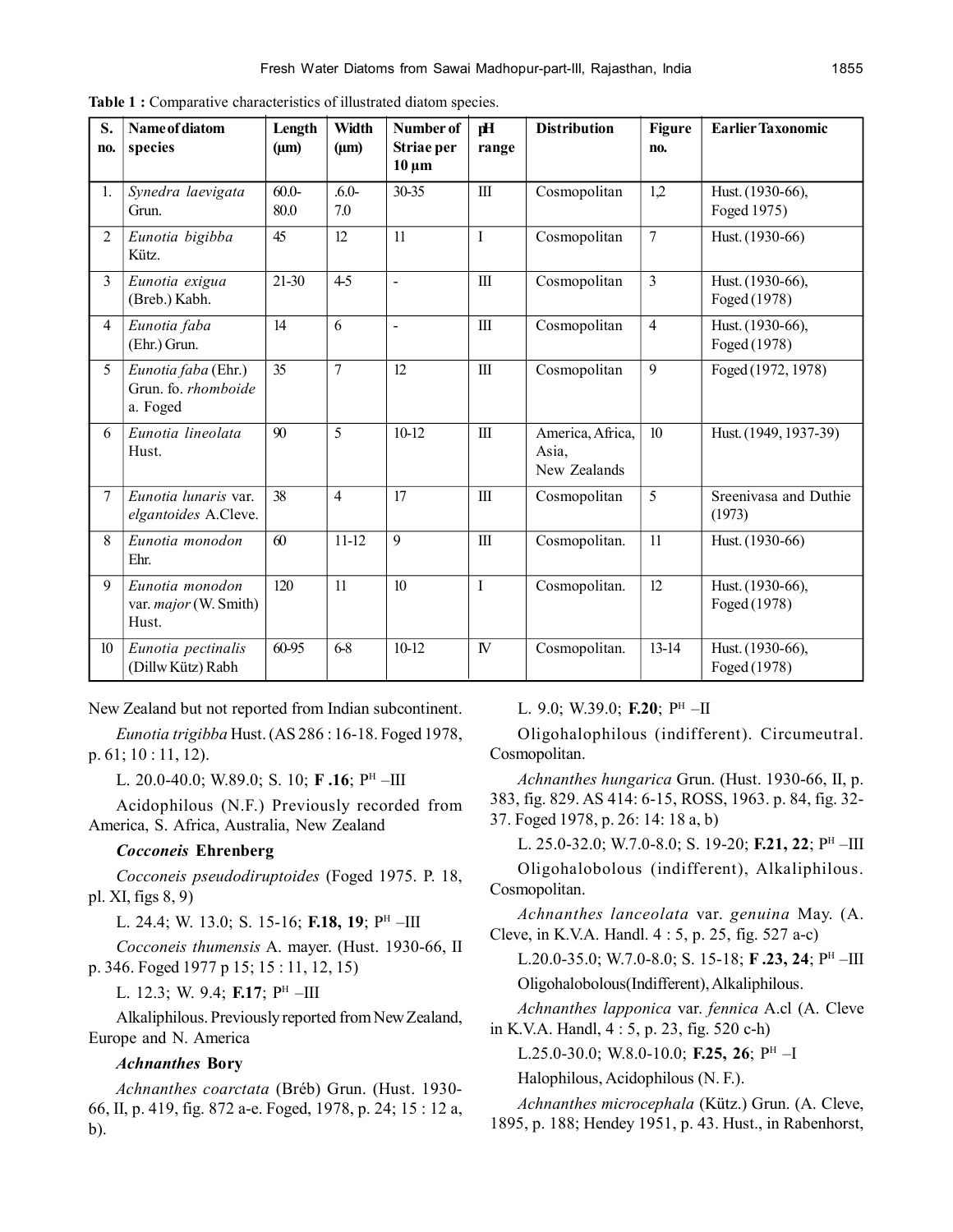**Table 1 :** Comparative characteristics of illustrated diatom species.

| S. no. | Name of diatom species | Length (µm) | Width (µm) | Number of Striae per 10 µm | pH range | Distribution | Figure no. | Earlier Taxonomic |
|---|---|---|---|---|---|---|---|---|
| 1. | *Synedra laevigata* Grun. | 60.0-80.0 | .6.0-7.0 | 30-35 | III | Cosmopolitan | 1,2 | Hust. (1930-66), Foged 1975) |
| 2 | *Eunotia bigibba* Kütz. | 45 | 12 | 11 | I | Cosmopolitan | 7 | Hust. (1930-66) |
| 3 | *Eunotia exigua* (Breb.) Kabh. | 21-30 | 4-5 | - | III | Cosmopolitan | 3 | Hust. (1930-66), Foged (1978) |
| 4 | *Eunotia faba* (Ehr.) Grun. | 14 | 6 | - | III | Cosmopolitan | 4 | Hust. (1930-66), Foged (1978) |
| 5 | *Eunotia faba* (Ehr.) Grun. fo. *rhomboide* a. Foged | 35 | 7 | 12 | III | Cosmopolitan | 9 | Foged (1972, 1978) |
| 6 | *Eunotia lineolata* Hust. | 90 | 5 | 10-12 | III | America, Africa, Asia, New Zealands | 10 | Hust. (1949, 1937-39) |
| 7 | *Eunotia lunaris* var. *elgantoides* A.Cleve. | 38 | 4 | 17 | III | Cosmopolitan | 5 | Sreenivasa and Duthie (1973) |
| 8 | *Eunotia monodon* Ehr. | 60 | 11-12 | 9 | III | Cosmopolitan. | 11 | Hust. (1930-66) |
| 9 | *Eunotia monodon* var. *major* (W. Smith) Hust. | 120 | 11 | 10 | I | Cosmopolitan. | 12 | Hust. (1930-66), Foged (1978) |
| 10 | *Eunotia pectinalis* (Dillw Kütz) Rabh | 60-95 | 6-8 | 10-12 | IV | Cosmopolitan. | 13-14 | Hust. (1930-66), Foged (1978) |

New Zealand but not reported from Indian subcontinent.

*Eunotia trigibba* Hust. (AS 286 : 16-18. Foged 1978, p. 61; 10 : 11, 12).

L. 20.0-40.0; W.89.0; S. 10; **F .16**; $P^H$ –III

Acidophilous (N.F.) Previously recorded from America, S. Africa, Australia, New Zealand

### *Cocconeis* Ehrenberg

*Cocconeis pseudodiruptoides* (Foged 1975. P. 18, pl. XI, figs 8, 9)

L. 24.4; W. 13.0; S. 15-16; **F.18, 19**; $P^H$ –III

*Cocconeis thumensis* A. mayer. (Hust. 1930-66, II p. 346. Foged 1977 p 15; 15 : 11, 12, 15)

L. 12.3; W. 9.4; **F.17**; $P^H$ –III

Alkaliphilous. Previously reported from New Zealand, Europe and N. America

### *Achnanthes* Bory

*Achnanthes coarctata* (Bréb) Grun. (Hust. 1930-66, II, p. 419, fig. 872 a-e. Foged, 1978, p. 24; 15 : 12 a, b).

L. 9.0; W.39.0; **F.20**; $P^H$ –II

Oligohalophilous (indifferent). Circumeutral. Cosmopolitan.

*Achnanthes hungarica* Grun. (Hust. 1930-66, II, p. 383, fig. 829. AS 414: 6-15, ROSS, 1963. p. 84, fig. 32-37. Foged 1978, p. 26: 14: 18 a, b)

L. 25.0-32.0; W.7.0-8.0; S. 19-20; **F.21, 22**; $P^H$ –III

Oligohalobolous (indifferent), Alkaliphilous. Cosmopolitan.

*Achnanthes lanceolata* var. *genuina* May. (A. Cleve, in K.V.A. Handl. 4 : 5, p. 25, fig. 527 a-c)

L.20.0-35.0; W.7.0-8.0; S. 15-18; **F .23, 24**; $P^H$ –III

Oligohalobolous(Indifferent), Alkaliphilous.

*Achnanthes lapponica* var. *fennica* A.cl (A. Cleve in K.V.A. Handl, 4 : 5, p. 23, fig. 520 c-h)

L.25.0-30.0; W.8.0-10.0; **F.25, 26**; $P^H$ –I

Halophilous, Acidophilous (N. F.).

*Achnanthes microcephala* (Kütz.) Grun. (A. Cleve, 1895, p. 188; Hendey 1951, p. 43. Hust., in Rabenhorst,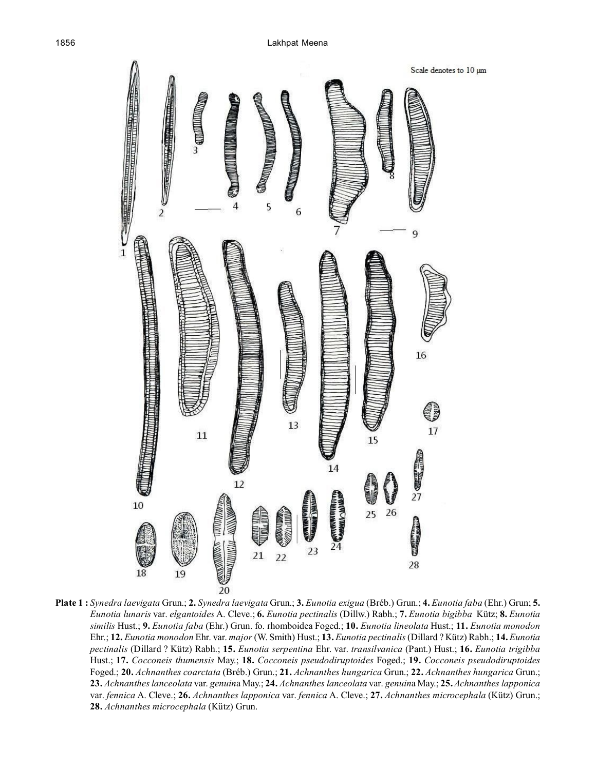Scale denotes to 10 µm

**Plate 1 :** *Synedra laevigata* Grun.; **2.** *Synedra laevigata* Grun.; **3.** *Eunotia exigua* (Bréb.) Grun.; **4.** *Eunotia faba* (Ehr.) Grun; **5.** *Eunotia lunaris* var. *elgantoides* A. Cleve.; **6.** *Eunotia pectinalis* (Dillw.) Rabh.; **7.** *Eunotia bigibba* Kütz; **8.** *Eunotia similis* Hust.; **9.** *Eunotia faba* (Ehr.) Grun. fo. rhomboidea Foged.; **10.** *Eunotia lineolata* Hust.; **11.** *Eunotia monodon* Ehr.; **12.** *Eunotia monodon* Ehr. var. *major* (W. Smith) Hust.; **13.** *Eunotia pectinalis* (Dillard ? Kütz) Rabh.; **14.** *Eunotia pectinalis* (Dillard ? Kütz) Rabh.; **15.** *Eunotia serpentina* Ehr. var. *transilvanica* (Pant.) Hust.; **16.** *Eunotia trigibba* Hust.; **17.** *Cocconeis thumensis* May.; **18.** *Cocconeis pseudodiruptoides* Foged.; **19.** *Cocconeis pseudodiruptoides* Foged.; **20.** *Achnanthes coarctata* (Bréb.) Grun.; **21.** *Achnanthes hungarica* Grun.; **22.** *Achnanthes hungarica* Grun.; **23.** *Achnanthes lanceolata* var. *genuina* May.; **24.** *Achnanthes lanceolata* var. *genuina* May.; **25.** *Achnanthes lapponica* var. *fennica* A. Cleve.; **26.** *Achnanthes lapponica* var. *fennica* A. Cleve.; **27.** *Achnanthes microcephala* (Kütz) Grun.; **28.** *Achnanthes microcephala* (Kütz) Grun.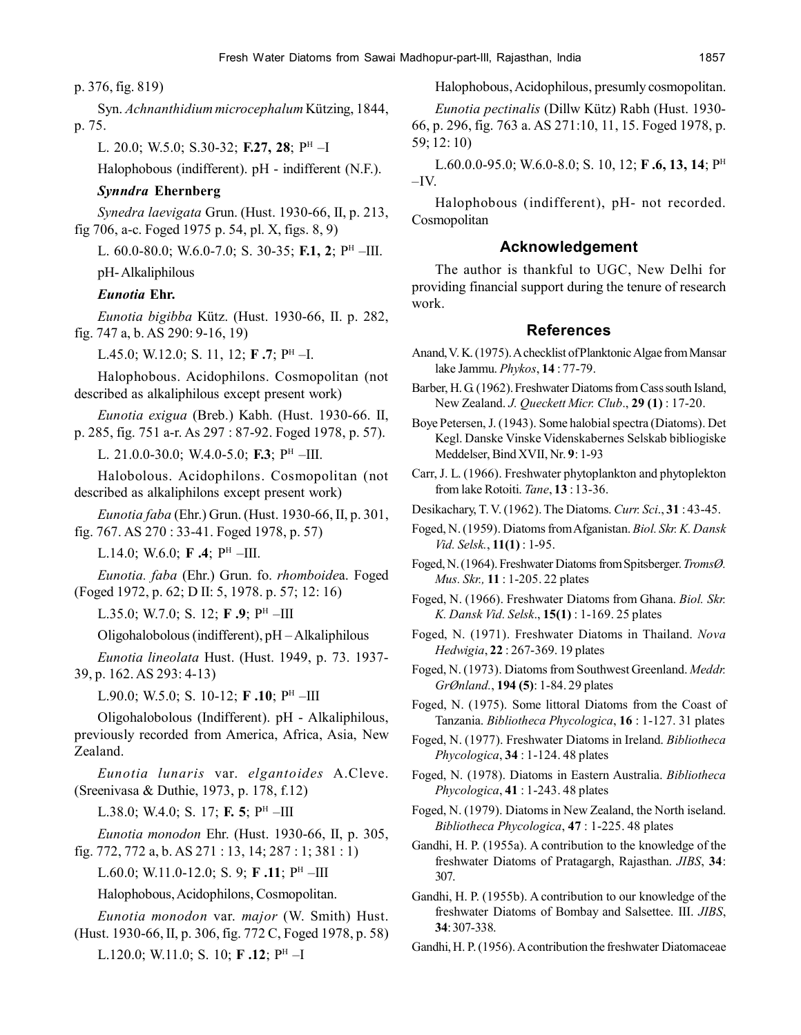p. 376, fig. 819)

Syn. *Achnanthidium microcephalum* Kützing, 1844, p. 75.

L. 20.0; W.5.0; S.30-32; **F.27, 28**; $P^H$ –I

Halophobous (indifferent). pH - indifferent (N.F.).

***Synndra* Ehernberg**

*Synedra laevigata* Grun. (Hust. 1930-66, II, p. 213, fig 706, a-c. Foged 1975 p. 54, pl. X, figs. 8, 9)

L. 60.0-80.0; W.6.0-7.0; S. 30-35; **F.1, 2**; $P^H$ –III.

pH- Alkaliphilous

***Eunotia* Ehr.**

*Eunotia bigibba* Kütz. (Hust. 1930-66, II. p. 282, fig. 747 a, b. AS 290: 9-16, 19)

L.45.0; W.12.0; S. 11, 12; **F .7**; $P^H$ –I.

Halophobous. Acidophilons. Cosmopolitan (not described as alkaliphilous except present work)

*Eunotia exigua* (Breb.) Kabh. (Hust. 1930-66. II, p. 285, fig. 751 a-r. As 297 : 87-92. Foged 1978, p. 57).

L. 21.0.0-30.0; W.4.0-5.0; **F.3**; $P^H$ –III.

Halobolous. Acidophilons. Cosmopolitan (not described as alkaliphilons except present work)

*Eunotia faba* (Ehr.) Grun. (Hust. 1930-66, II, p. 301, fig. 767. AS 270 : 33-41. Foged 1978, p. 57)

L.14.0; W.6.0; **F .4**; $P^H$ –III.

*Eunotia. faba* (Ehr.) Grun. fo. *rhomboide*a. Foged (Foged 1972, p. 62; D II: 5, 1978. p. 57; 12: 16)

L.35.0; W.7.0; S. 12; **F .9**; $P^H$ –III

Oligohalobolous (indifferent), pH – Alkaliphilous

*Eunotia lineolata* Hust. (Hust. 1949, p. 73. 1937-39, p. 162. AS 293: 4-13)

L.90.0; W.5.0; S. 10-12; **F .10**; $P^H$ –III

Oligohalobolous (Indifferent). pH - Alkaliphilous, previously recorded from America, Africa, Asia, New Zealand.

*Eunotia lunaris* var. *elgantoides* A.Cleve. (Sreenivasa & Duthie, 1973, p. 178, f.12)

L.38.0; W.4.0; S. 17; **F. 5**; $P^H$ –III

*Eunotia monodon* Ehr. (Hust. 1930-66, II, p. 305, fig. 772, 772 a, b. AS 271 : 13, 14; 287 : 1; 381 : 1)

L.60.0; W.11.0-12.0; S. 9; **F .11**; $P^H$ –III

Halophobous, Acidophilons, Cosmopolitan.

*Eunotia monodon* var. *major* (W. Smith) Hust. (Hust. 1930-66, II, p. 306, fig. 772 C, Foged 1978, p. 58)

L.120.0; W.11.0; S. 10; **F .12**; $P^H$ –I

Halophobous, Acidophilous, presumly cosmopolitan.

*Eunotia pectinalis* (Dillw Kütz) Rabh (Hust. 1930-66, p. 296, fig. 763 a. AS 271:10, 11, 15. Foged 1978, p. 59; 12: 10)

L.60.0.0-95.0; W.6.0-8.0; S. 10, 12; **F .6, 13, 14**; $P^H$ –IV.

Halophobous (indifferent), pH- not recorded. Cosmopolitan

## Acknowledgement

The author is thankful to UGC, New Delhi for providing financial support during the tenure of research work.

## References

Anand, V. K. (1975). A checklist of Planktonic Algae from Mansar lake Jammu. *Phykos*, **14** : 77-79.

Barber, H. G. (1962). Freshwater Diatoms from Cass south Island, New Zealand. *J. Queckett Micr. Club*., **29 (1)** : 17-20.

Boye Petersen, J. (1943). Some halobial spectra (Diatoms). Det Kegl. Danske Vinske Videnskabernes Selskab bibliogiske Meddelser, Bind XVII, Nr. **9**: 1-93

Carr, J. L. (1966). Freshwater phytoplankton and phytoplekton from lake Rotoiti. *Tane*, **13** : 13-36.

Desikachary, T. V. (1962). The Diatoms. *Curr. Sci*., **31** : 43-45.

Foged, N. (1959). Diatoms from Afganistan. *Biol. Skr. K. Dansk Vid. Selsk.*, **11(1)** : 1-95.

Foged, N. (1964). Freshwater Diatoms from Spitsberger. *TromsØ. Mus. Skr.,* **11** : 1-205. 22 plates

Foged, N. (1966). Freshwater Diatoms from Ghana. *Biol. Skr. K. Dansk Vid. Selsk*., **15(1)** : 1-169. 25 plates

Foged, N. (1971). Freshwater Diatoms in Thailand. *Nova Hedwigia*, **22** : 267-369. 19 plates

Foged, N. (1973). Diatoms from Southwest Greenland. *Meddr. GrØnland.*, **194 (5)**: 1-84. 29 plates

Foged, N. (1975). Some littoral Diatoms from the Coast of Tanzania. *Bibliotheca Phycologica*, **16** : 1-127. 31 plates

Foged, N. (1977). Freshwater Diatoms in Ireland. *Bibliotheca Phycologica*, **34** : 1-124. 48 plates

Foged, N. (1978). Diatoms in Eastern Australia. *Bibliotheca Phycologica*, **41** : 1-243. 48 plates

Foged, N. (1979). Diatoms in New Zealand, the North iseland. *Bibliotheca Phycologica*, **47** : 1-225. 48 plates

Gandhi, H. P. (1955a). A contribution to the knowledge of the freshwater Diatoms of Pratagargh, Rajasthan. *JIBS*, **34**: 307.

Gandhi, H. P. (1955b). A contribution to our knowledge of the freshwater Diatoms of Bombay and Salsettee. III. *JIBS*, **34**: 307-338.

Gandhi, H. P. (1956). A contribution the freshwater Diatomaceae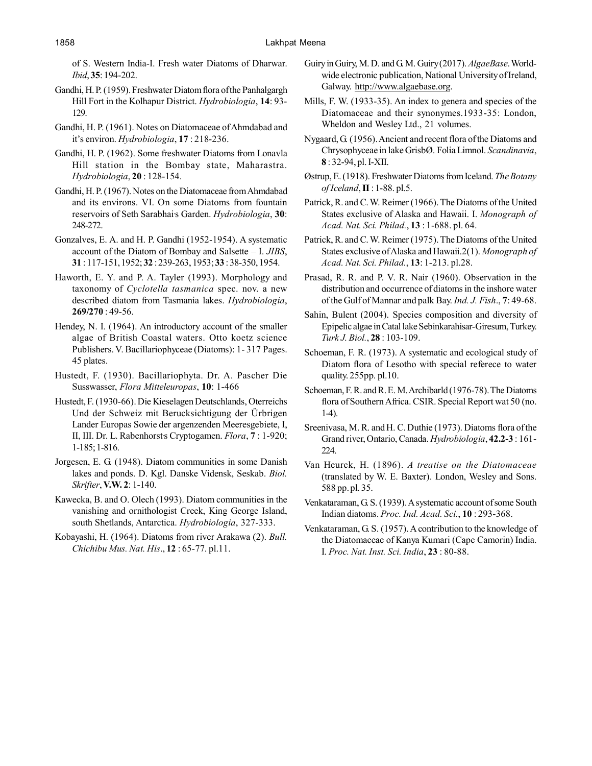of S. Western India-I. Fresh water Diatoms of Dharwar. *Ibid*, **35**: 194-202.

Gandhi, H. P. (1959). Freshwater Diatom flora of the Panhalgargh Hill Fort in the Kolhapur District. *Hydrobiologia*, **14**: 93-129.

Gandhi, H. P. (1961). Notes on Diatomaceae of Ahmdabad and it's environ. *Hydrobiologia*, **17** : 218-236.

Gandhi, H. P. (1962). Some freshwater Diatoms from Lonavla Hill station in the Bombay state, Maharastra. *Hydrobiologia*, **20** : 128-154.

Gandhi, H. P. (1967). Notes on the Diatomaceae from Ahmdabad and its environs. VI. On some Diatoms from fountain reservoirs of Seth Sarabhai's Garden. *Hydrobiologia*, **30**: 248-272.

Gonzalves, E. A. and H. P. Gandhi (1952-1954). A systematic account of the Diatom of Bombay and Salsette – I. *JIBS*, **31** : 117-151, 1952; **32** : 239-263, 1953; **33** : 38-350, 1954.

Haworth, E. Y. and P. A. Tayler (1993). Morphology and taxonomy of *Cyclotella tasmanica* spec. nov. a new described diatom from Tasmania lakes. *Hydrobiologia*, **269/270** : 49-56.

Hendey, N. I. (1964). An introductory account of the smaller algae of British Coastal waters. Otto koetz science Publishers. V. Bacillariophyceae (Diatoms): 1- 317 Pages. 45 plates.

Hustedt, F. (1930). Bacillariophyta. Dr. A. Pascher Die Susswasser, *Flora Mitteleuropas*, **10**: 1-466

Hustedt, F. (1930-66). Die Kieselagen Deutschlands, Oterreichs Und der Schweiz mit Berucksichtigung der Ürbrigen Lander Europas Sowie der argenzenden Meeresgebiete, I, II, III. Dr. L. Rabenhorst's Cryptogamen. *Flora*, **7** : 1-920; 1-185; 1-816.

Jorgesen, E. G. (1948). Diatom communities in some Danish lakes and ponds. D. Kgl. Danske Vidensk, Seskab. *Biol. Skrifter*, **V.W. 2**: 1-140.

Kawecka, B. and O. Olech (1993). Diatom communities in the vanishing and ornithologist Creek, King George Island, south Shetlands, Antarctica. *Hydrobiologia*, 327-333.

Kobayashi, H. (1964). Diatoms from river Arakawa (2). *Bull. Chichibu Mus. Nat. His*., **12** : 65-77. pl.11.

Guiry in Guiry, M. D. and G. M. Guiry (2017). *AlgaeBase*. World-wide electronic publication, National University of Ireland, Galway. http://www.algaebase.org.

Mills, F. W. (1933-35). An index to genera and species of the Diatomaceae and their synonymes.1933-35: London, Wheldon and Wesley Ltd., 21 volumes.

Nygaard, G. (1956). Ancient and recent flora of the Diatoms and Chrysophyceae in lake GrisbØ. Folia Limnol. *Scandinavia*, **8** : 32-94, pl. I-XII.

Østrup, E. (1918). Freshwater Diatoms from Iceland. *The Botany of Iceland*, **II** : 1-88. pl.5.

Patrick, R. and C. W. Reimer (1966). The Diatoms of the United States exclusive of Alaska and Hawaii. I. *Monograph of Acad. Nat. Sci. Philad.*, **13** : 1-688. pl. 64.

Patrick, R. and C. W. Reimer (1975). The Diatoms of the United States exclusive of Alaska and Hawaii.2(1). *Monograph of Acad. Nat. Sci. Philad.*, **13**: 1-213. pl.28.

Prasad, R. R. and P. V. R. Nair (1960). Observation in the distribution and occurrence of diatoms in the inshore water of the Gulf of Mannar and palk Bay. *Ind. J. Fish*., **7**: 49-68.

Sahin, Bulent (2004). Species composition and diversity of Epipelic algae in Catal lake Sebinkarahisar-Giresum, Turkey. *Turk J. Biol.*, **28** : 103-109.

Schoeman, F. R. (1973). A systematic and ecological study of Diatom flora of Lesotho with special referece to water quality. 255pp. pl.10.

Schoeman, F. R. and R. E. M. Archibarld (1976-78). The Diatoms flora of Southern Africa. CSIR. Special Report wat 50 (no. 1-4).

Sreenivasa, M. R. and H. C. Duthie (1973). Diatoms flora of the Grand river, Ontario, Canada. *Hydrobiologia*, **42.2-3** : 161-224.

Van Heurck, H. (1896). *A treatise on the Diatomaceae* (translated by W. E. Baxter). London, Wesley and Sons. 588 pp. pl. 35.

Venkataraman, G. S. (1939). A systematic account of some South Indian diatoms. *Proc. Ind. Acad. Sci.*, **10** : 293-368.

Venkataraman, G. S. (1957). A contribution to the knowledge of the Diatomaceae of Kanya Kumari (Cape Camorin) India. I. *Proc. Nat. Inst. Sci. India*, **23** : 80-88.